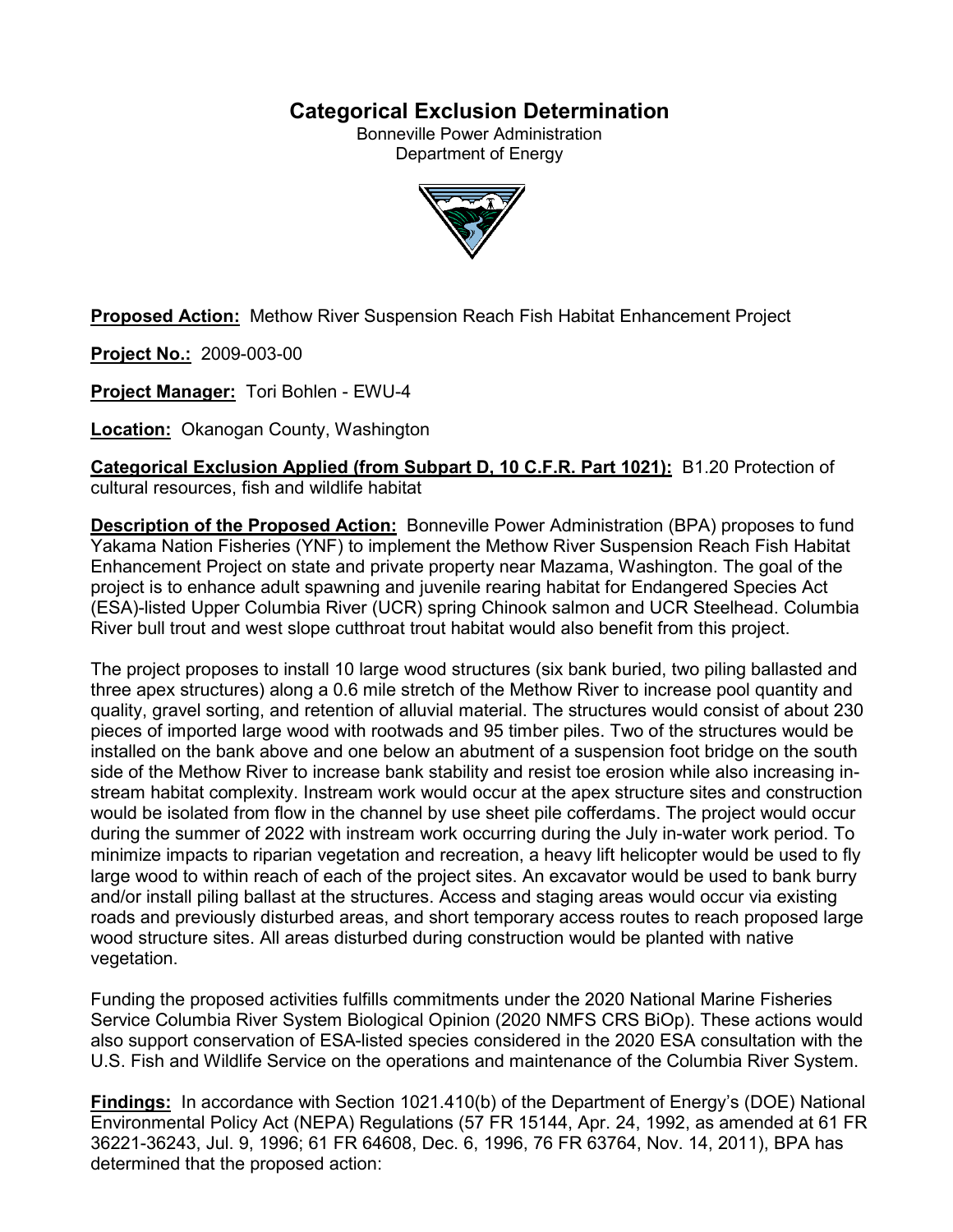# Categorical Exclusion Determination

Bonneville Power Administration
Department of Energy

**Proposed Action:** Methow River Suspension Reach Fish Habitat Enhancement Project

**Project No.:** 2009-003-00

**Project Manager:** Tori Bohlen - EWU-4

**Location:** Okanogan County, Washington

**Categorical Exclusion Applied (from Subpart D, 10 C.F.R. Part 1021):** B1.20 Protection of cultural resources, fish and wildlife habitat

**Description of the Proposed Action:** Bonneville Power Administration (BPA) proposes to fund Yakama Nation Fisheries (YNF) to implement the Methow River Suspension Reach Fish Habitat Enhancement Project on state and private property near Mazama, Washington. The goal of the project is to enhance adult spawning and juvenile rearing habitat for Endangered Species Act (ESA)-listed Upper Columbia River (UCR) spring Chinook salmon and UCR Steelhead. Columbia River bull trout and west slope cutthroat trout habitat would also benefit from this project.

The project proposes to install 10 large wood structures (six bank buried, two piling ballasted and three apex structures) along a 0.6 mile stretch of the Methow River to increase pool quantity and quality, gravel sorting, and retention of alluvial material. The structures would consist of about 230 pieces of imported large wood with rootwads and 95 timber piles. Two of the structures would be installed on the bank above and one below an abutment of a suspension foot bridge on the south side of the Methow River to increase bank stability and resist toe erosion while also increasing in-stream habitat complexity. Instream work would occur at the apex structure sites and construction would be isolated from flow in the channel by use sheet pile cofferdams. The project would occur during the summer of 2022 with instream work occurring during the July in-water work period. To minimize impacts to riparian vegetation and recreation, a heavy lift helicopter would be used to fly large wood to within reach of each of the project sites. An excavator would be used to bank burry and/or install piling ballast at the structures. Access and staging areas would occur via existing roads and previously disturbed areas, and short temporary access routes to reach proposed large wood structure sites. All areas disturbed during construction would be planted with native vegetation.

Funding the proposed activities fulfills commitments under the 2020 National Marine Fisheries Service Columbia River System Biological Opinion (2020 NMFS CRS BiOp). These actions would also support conservation of ESA-listed species considered in the 2020 ESA consultation with the U.S. Fish and Wildlife Service on the operations and maintenance of the Columbia River System.

**Findings:** In accordance with Section 1021.410(b) of the Department of Energy's (DOE) National Environmental Policy Act (NEPA) Regulations (57 FR 15144, Apr. 24, 1992, as amended at 61 FR 36221-36243, Jul. 9, 1996; 61 FR 64608, Dec. 6, 1996, 76 FR 63764, Nov. 14, 2011), BPA has determined that the proposed action: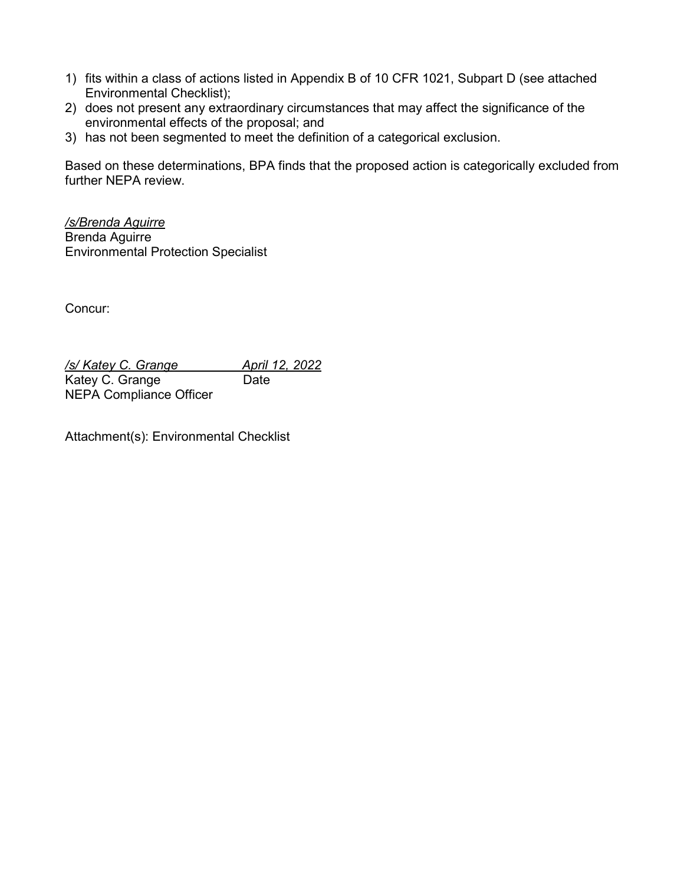1) fits within a class of actions listed in Appendix B of 10 CFR 1021, Subpart D (see attached Environmental Checklist);
2) does not present any extraordinary circumstances that may affect the significance of the environmental effects of the proposal; and
3) has not been segmented to meet the definition of a categorical exclusion.

Based on these determinations, BPA finds that the proposed action is categorically excluded from further NEPA review.

*/s/Brenda Aguirre*
Brenda Aguirre
Environmental Protection Specialist

Concur:

*/s/ Katey C. Grange* *April 12, 2022*
Katey C. Grange Date
NEPA Compliance Officer

Attachment(s): Environmental Checklist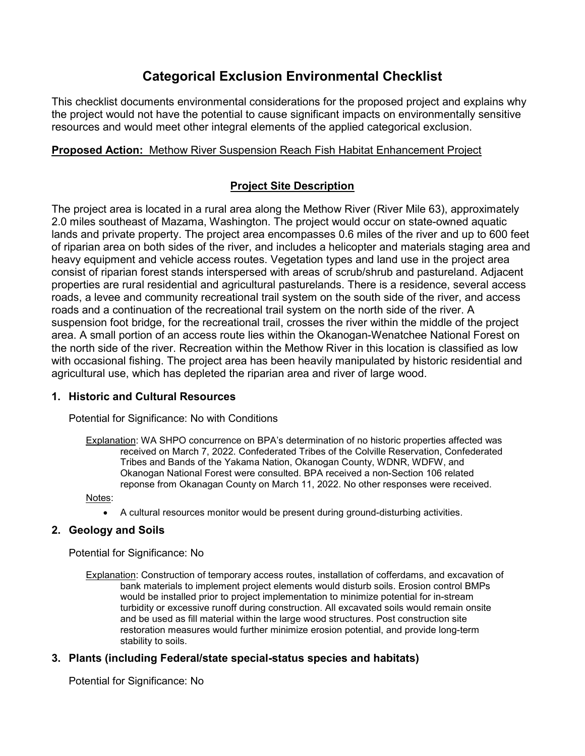# Categorical Exclusion Environmental Checklist

This checklist documents environmental considerations for the proposed project and explains why the project would not have the potential to cause significant impacts on environmentally sensitive resources and would meet other integral elements of the applied categorical exclusion.

**Proposed Action:** Methow River Suspension Reach Fish Habitat Enhancement Project

## Project Site Description

The project area is located in a rural area along the Methow River (River Mile 63), approximately 2.0 miles southeast of Mazama, Washington. The project would occur on state-owned aquatic lands and private property. The project area encompasses 0.6 miles of the river and up to 600 feet of riparian area on both sides of the river, and includes a helicopter and materials staging area and heavy equipment and vehicle access routes. Vegetation types and land use in the project area consist of riparian forest stands interspersed with areas of scrub/shrub and pastureland. Adjacent properties are rural residential and agricultural pasturelands. There is a residence, several access roads, a levee and community recreational trail system on the south side of the river, and access roads and a continuation of the recreational trail system on the north side of the river. A suspension foot bridge, for the recreational trail, crosses the river within the middle of the project area. A small portion of an access route lies within the Okanogan-Wenatchee National Forest on the north side of the river. Recreation within the Methow River in this location is classified as low with occasional fishing. The project area has been heavily manipulated by historic residential and agricultural use, which has depleted the riparian area and river of large wood.

### 1. Historic and Cultural Resources

Potential for Significance: No with Conditions

Explanation: WA SHPO concurrence on BPA's determination of no historic properties affected was received on March 7, 2022. Confederated Tribes of the Colville Reservation, Confederated Tribes and Bands of the Yakama Nation, Okanogan County, WDNR, WDFW, and Okanogan National Forest were consulted. BPA received a non-Section 106 related reponse from Okanagan County on March 11, 2022. No other responses were received.

Notes:

- A cultural resources monitor would be present during ground-disturbing activities.

### 2. Geology and Soils

Potential for Significance: No

Explanation: Construction of temporary access routes, installation of cofferdams, and excavation of bank materials to implement project elements would disturb soils. Erosion control BMPs would be installed prior to project implementation to minimize potential for in-stream turbidity or excessive runoff during construction. All excavated soils would remain onsite and be used as fill material within the large wood structures. Post construction site restoration measures would further minimize erosion potential, and provide long-term stability to soils.

### 3. Plants (including Federal/state special-status species and habitats)

Potential for Significance: No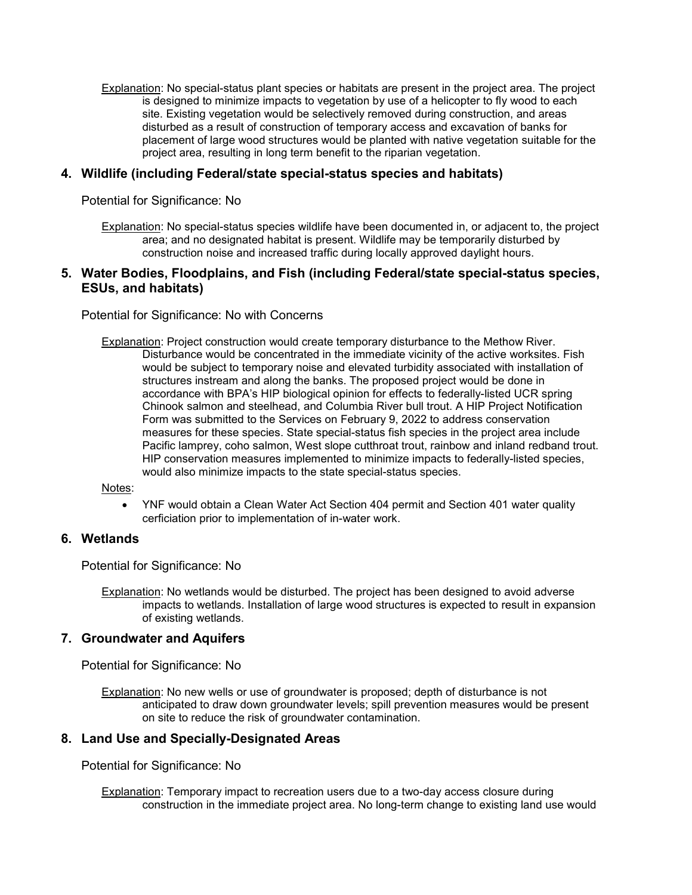Explanation: No special-status plant species or habitats are present in the project area. The project is designed to minimize impacts to vegetation by use of a helicopter to fly wood to each site. Existing vegetation would be selectively removed during construction, and areas disturbed as a result of construction of temporary access and excavation of banks for placement of large wood structures would be planted with native vegetation suitable for the project area, resulting in long term benefit to the riparian vegetation.

### 4. Wildlife (including Federal/state special-status species and habitats)

Potential for Significance: No

Explanation: No special-status species wildlife have been documented in, or adjacent to, the project area; and no designated habitat is present. Wildlife may be temporarily disturbed by construction noise and increased traffic during locally approved daylight hours.

### 5. Water Bodies, Floodplains, and Fish (including Federal/state special-status species, ESUs, and habitats)

Potential for Significance: No with Concerns

Explanation: Project construction would create temporary disturbance to the Methow River. Disturbance would be concentrated in the immediate vicinity of the active worksites. Fish would be subject to temporary noise and elevated turbidity associated with installation of structures instream and along the banks. The proposed project would be done in accordance with BPA's HIP biological opinion for effects to federally-listed UCR spring Chinook salmon and steelhead, and Columbia River bull trout. A HIP Project Notification Form was submitted to the Services on February 9, 2022 to address conservation measures for these species. State special-status fish species in the project area include Pacific lamprey, coho salmon, West slope cutthroat trout, rainbow and inland redband trout. HIP conservation measures implemented to minimize impacts to federally-listed species, would also minimize impacts to the state special-status species.

Notes:

- YNF would obtain a Clean Water Act Section 404 permit and Section 401 water quality cerficiation prior to implementation of in-water work.

### 6. Wetlands

Potential for Significance: No

Explanation: No wetlands would be disturbed. The project has been designed to avoid adverse impacts to wetlands. Installation of large wood structures is expected to result in expansion of existing wetlands.

### 7. Groundwater and Aquifers

Potential for Significance: No

Explanation: No new wells or use of groundwater is proposed; depth of disturbance is not anticipated to draw down groundwater levels; spill prevention measures would be present on site to reduce the risk of groundwater contamination.

### 8. Land Use and Specially-Designated Areas

Potential for Significance: No

Explanation: Temporary impact to recreation users due to a two-day access closure during construction in the immediate project area. No long-term change to existing land use would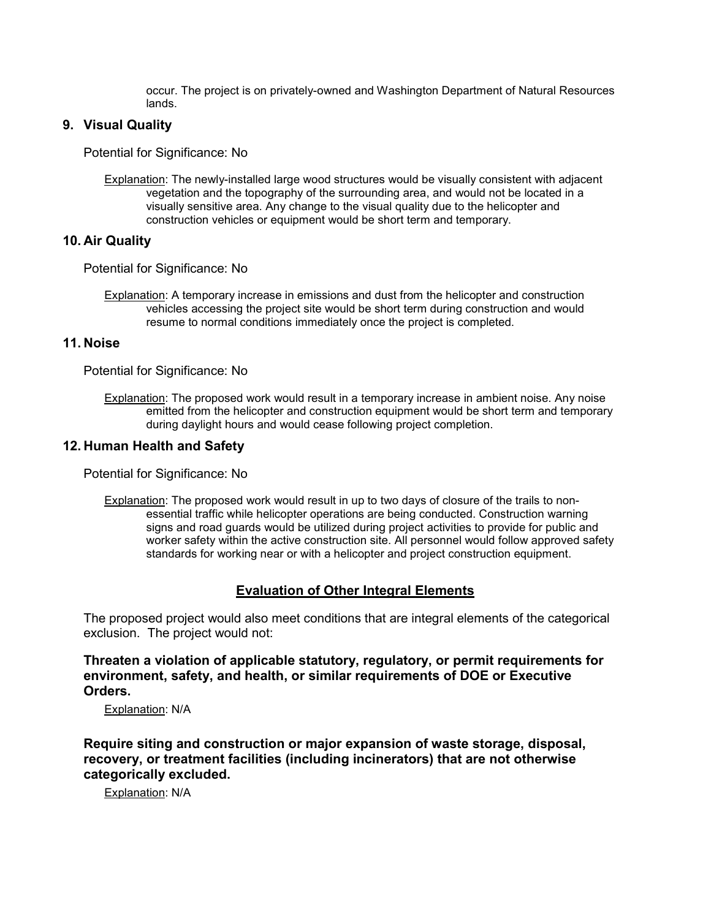occur. The project is on privately-owned and Washington Department of Natural Resources lands.

### 9. Visual Quality

Potential for Significance: No

Explanation: The newly-installed large wood structures would be visually consistent with adjacent vegetation and the topography of the surrounding area, and would not be located in a visually sensitive area. Any change to the visual quality due to the helicopter and construction vehicles or equipment would be short term and temporary.

### 10. Air Quality

Potential for Significance: No

Explanation: A temporary increase in emissions and dust from the helicopter and construction vehicles accessing the project site would be short term during construction and would resume to normal conditions immediately once the project is completed.

### 11. Noise

Potential for Significance: No

Explanation: The proposed work would result in a temporary increase in ambient noise. Any noise emitted from the helicopter and construction equipment would be short term and temporary during daylight hours and would cease following project completion.

### 12. Human Health and Safety

Potential for Significance: No

Explanation: The proposed work would result in up to two days of closure of the trails to non-essential traffic while helicopter operations are being conducted. Construction warning signs and road guards would be utilized during project activities to provide for public and worker safety within the active construction site. All personnel would follow approved safety standards for working near or with a helicopter and project construction equipment.

## Evaluation of Other Integral Elements

The proposed project would also meet conditions that are integral elements of the categorical exclusion. The project would not:

**Threaten a violation of applicable statutory, regulatory, or permit requirements for environment, safety, and health, or similar requirements of DOE or Executive Orders.**

Explanation: N/A

**Require siting and construction or major expansion of waste storage, disposal, recovery, or treatment facilities (including incinerators) that are not otherwise categorically excluded.**

Explanation: N/A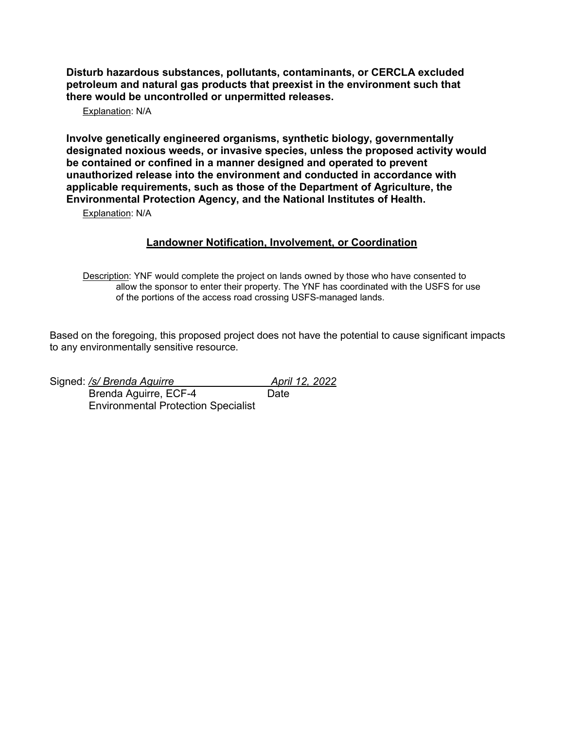**Disturb hazardous substances, pollutants, contaminants, or CERCLA excluded petroleum and natural gas products that preexist in the environment such that there would be uncontrolled or unpermitted releases.**

Explanation: N/A

**Involve genetically engineered organisms, synthetic biology, governmentally designated noxious weeds, or invasive species, unless the proposed activity would be contained or confined in a manner designed and operated to prevent unauthorized release into the environment and conducted in accordance with applicable requirements, such as those of the Department of Agriculture, the Environmental Protection Agency, and the National Institutes of Health.**

Explanation: N/A

## Landowner Notification, Involvement, or Coordination

Description: YNF would complete the project on lands owned by those who have consented to allow the sponsor to enter their property. The YNF has coordinated with the USFS for use of the portions of the access road crossing USFS-managed lands.

Based on the foregoing, this proposed project does not have the potential to cause significant impacts to any environmentally sensitive resource.

Signed: */s/ Brenda Aguirre* *April 12, 2022*
Brenda Aguirre, ECF-4 Date
Environmental Protection Specialist